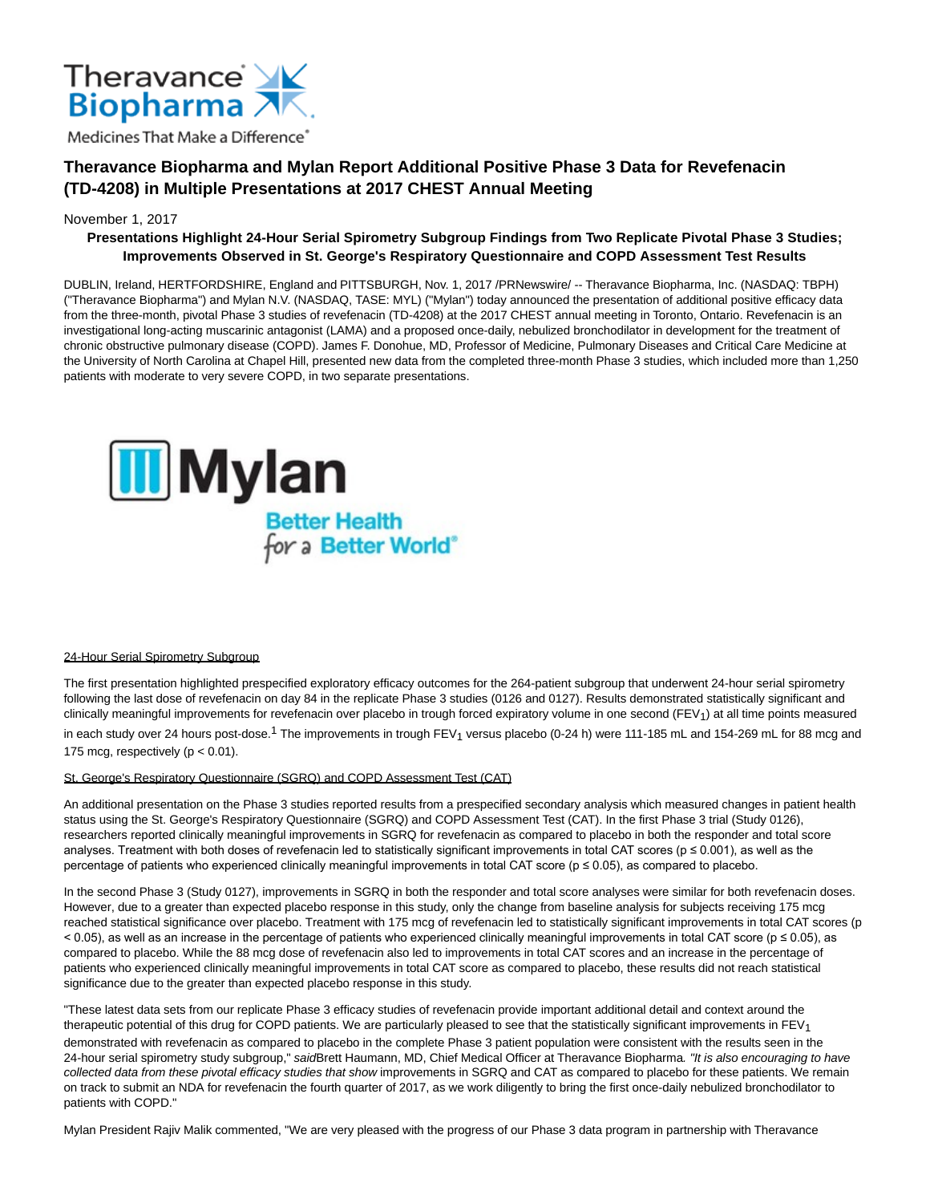# Theravance Biopharma and Mylan Report Additional Positive Phase 3 Data for Revefenacin (TD-4208) in Multiple Presentations at 2017 CHEST Annual Meeting

November 1, 2017

**Presentations Highlight 24-Hour Serial Spirometry Subgroup Findings from Two Replicate Pivotal Phase 3 Studies; Improvements Observed in St. George's Respiratory Questionnaire and COPD Assessment Test Results**

DUBLIN, Ireland, HERTFORDSHIRE, England and PITTSBURGH, Nov. 1, 2017 /PRNewswire/ -- Theravance Biopharma, Inc. (NASDAQ: TBPH) ("Theravance Biopharma") and Mylan N.V. (NASDAQ, TASE: MYL) ("Mylan") today announced the presentation of additional positive efficacy data from the three-month, pivotal Phase 3 studies of revefenacin (TD-4208) at the 2017 CHEST annual meeting in Toronto, Ontario. Revefenacin is an investigational long-acting muscarinic antagonist (LAMA) and a proposed once-daily, nebulized bronchodilator in development for the treatment of chronic obstructive pulmonary disease (COPD). James F. Donohue, MD, Professor of Medicine, Pulmonary Diseases and Critical Care Medicine at the University of North Carolina at Chapel Hill, presented new data from the completed three-month Phase 3 studies, which included more than 1,250 patients with moderate to very severe COPD, in two separate presentations.

24-Hour Serial Spirometry Subgroup

The first presentation highlighted prespecified exploratory efficacy outcomes for the 264-patient subgroup that underwent 24-hour serial spirometry following the last dose of revefenacin on day 84 in the replicate Phase 3 studies (0126 and 0127). Results demonstrated statistically significant and clinically meaningful improvements for revefenacin over placebo in trough forced expiratory volume in one second ($FEV_1$) at all time points measured in each study over 24 hours post-dose.[1] The improvements in trough $FEV_1$ versus placebo (0-24 h) were 111-185 mL and 154-269 mL for 88 mcg and 175 mcg, respectively ($p < 0.01$).

St. George's Respiratory Questionnaire (SGRQ) and COPD Assessment Test (CAT)

An additional presentation on the Phase 3 studies reported results from a prespecified secondary analysis which measured changes in patient health status using the St. George's Respiratory Questionnaire (SGRQ) and COPD Assessment Test (CAT). In the first Phase 3 trial (Study 0126), researchers reported clinically meaningful improvements in SGRQ for revefenacin as compared to placebo in both the responder and total score analyses. Treatment with both doses of revefenacin led to statistically significant improvements in total CAT scores ($p \leq 0.001$), as well as the percentage of patients who experienced clinically meaningful improvements in total CAT score ($p \leq 0.05$), as compared to placebo.

In the second Phase 3 (Study 0127), improvements in SGRQ in both the responder and total score analyses were similar for both revefenacin doses. However, due to a greater than expected placebo response in this study, only the change from baseline analysis for subjects receiving 175 mcg reached statistical significance over placebo. Treatment with 175 mcg of revefenacin led to statistically significant improvements in total CAT scores ($p < 0.05$), as well as an increase in the percentage of patients who experienced clinically meaningful improvements in total CAT score ($p \leq 0.05$), as compared to placebo. While the 88 mcg dose of revefenacin also led to improvements in total CAT scores and an increase in the percentage of patients who experienced clinically meaningful improvements in total CAT score as compared to placebo, these results did not reach statistical significance due to the greater than expected placebo response in this study.

"These latest data sets from our replicate Phase 3 efficacy studies of revefenacin provide important additional detail and context around the therapeutic potential of this drug for COPD patients. We are particularly pleased to see that the statistically significant improvements in $FEV_1$ demonstrated with revefenacin as compared to placebo in the complete Phase 3 patient population were consistent with the results seen in the 24-hour serial spirometry study subgroup," *said*Brett Haumann, MD, Chief Medical Officer at Theravance Biopharma*. "It is also encouraging to have collected data from these pivotal efficacy studies that show* improvements in SGRQ and CAT as compared to placebo for these patients. We remain on track to submit an NDA for revefenacin the fourth quarter of 2017, as we work diligently to bring the first once-daily nebulized bronchodilator to patients with COPD."

Mylan President Rajiv Malik commented, "We are very pleased with the progress of our Phase 3 data program in partnership with Theravance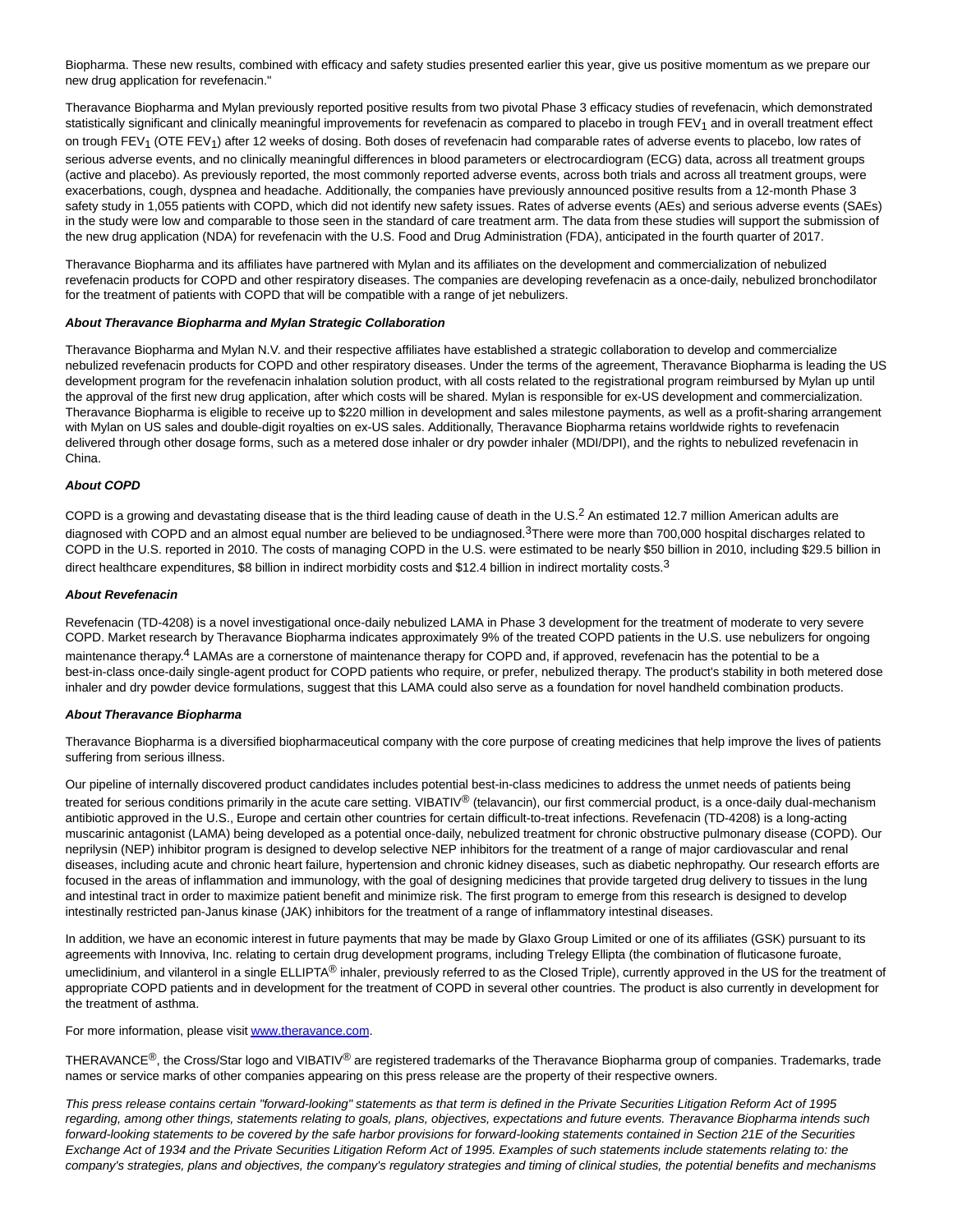Biopharma. These new results, combined with efficacy and safety studies presented earlier this year, give us positive momentum as we prepare our new drug application for revefenacin."

Theravance Biopharma and Mylan previously reported positive results from two pivotal Phase 3 efficacy studies of revefenacin, which demonstrated statistically significant and clinically meaningful improvements for revefenacin as compared to placebo in trough $FEV_1$ and in overall treatment effect on trough $FEV_1$ (OTE $FEV_1$) after 12 weeks of dosing. Both doses of revefenacin had comparable rates of adverse events to placebo, low rates of serious adverse events, and no clinically meaningful differences in blood parameters or electrocardiogram (ECG) data, across all treatment groups (active and placebo). As previously reported, the most commonly reported adverse events, across both trials and across all treatment groups, were exacerbations, cough, dyspnea and headache. Additionally, the companies have previously announced positive results from a 12-month Phase 3 safety study in 1,055 patients with COPD, which did not identify new safety issues. Rates of adverse events (AEs) and serious adverse events (SAEs) in the study were low and comparable to those seen in the standard of care treatment arm. The data from these studies will support the submission of the new drug application (NDA) for revefenacin with the U.S. Food and Drug Administration (FDA), anticipated in the fourth quarter of 2017.

Theravance Biopharma and its affiliates have partnered with Mylan and its affiliates on the development and commercialization of nebulized revefenacin products for COPD and other respiratory diseases. The companies are developing revefenacin as a once-daily, nebulized bronchodilator for the treatment of patients with COPD that will be compatible with a range of jet nebulizers.

***About Theravance Biopharma and Mylan Strategic Collaboration***

Theravance Biopharma and Mylan N.V. and their respective affiliates have established a strategic collaboration to develop and commercialize nebulized revefenacin products for COPD and other respiratory diseases. Under the terms of the agreement, Theravance Biopharma is leading the US development program for the revefenacin inhalation solution product, with all costs related to the registrational program reimbursed by Mylan up until the approval of the first new drug application, after which costs will be shared. Mylan is responsible for ex-US development and commercialization. Theravance Biopharma is eligible to receive up to $220 million in development and sales milestone payments, as well as a profit-sharing arrangement with Mylan on US sales and double-digit royalties on ex-US sales. Additionally, Theravance Biopharma retains worldwide rights to revefenacin delivered through other dosage forms, such as a metered dose inhaler or dry powder inhaler (MDI/DPI), and the rights to nebulized revefenacin in China.

***About COPD***

COPD is a growing and devastating disease that is the third leading cause of death in the U.S.[2] An estimated 12.7 million American adults are diagnosed with COPD and an almost equal number are believed to be undiagnosed.[3]There were more than 700,000 hospital discharges related to COPD in the U.S. reported in 2010. The costs of managing COPD in the U.S. were estimated to be nearly $50 billion in 2010, including $29.5 billion in direct healthcare expenditures, $8 billion in indirect morbidity costs and $12.4 billion in indirect mortality costs.[3]

***About Revefenacin***

Revefenacin (TD-4208) is a novel investigational once-daily nebulized LAMA in Phase 3 development for the treatment of moderate to very severe COPD. Market research by Theravance Biopharma indicates approximately 9% of the treated COPD patients in the U.S. use nebulizers for ongoing maintenance therapy.[4] LAMAs are a cornerstone of maintenance therapy for COPD and, if approved, revefenacin has the potential to be a best-in-class once-daily single-agent product for COPD patients who require, or prefer, nebulized therapy. The product's stability in both metered dose inhaler and dry powder device formulations, suggest that this LAMA could also serve as a foundation for novel handheld combination products.

***About Theravance Biopharma***

Theravance Biopharma is a diversified biopharmaceutical company with the core purpose of creating medicines that help improve the lives of patients suffering from serious illness.

Our pipeline of internally discovered product candidates includes potential best-in-class medicines to address the unmet needs of patients being treated for serious conditions primarily in the acute care setting. VIBATIV® (telavancin), our first commercial product, is a once-daily dual-mechanism antibiotic approved in the U.S., Europe and certain other countries for certain difficult-to-treat infections. Revefenacin (TD-4208) is a long-acting muscarinic antagonist (LAMA) being developed as a potential once-daily, nebulized treatment for chronic obstructive pulmonary disease (COPD). Our neprilysin (NEP) inhibitor program is designed to develop selective NEP inhibitors for the treatment of a range of major cardiovascular and renal diseases, including acute and chronic heart failure, hypertension and chronic kidney diseases, such as diabetic nephropathy. Our research efforts are focused in the areas of inflammation and immunology, with the goal of designing medicines that provide targeted drug delivery to tissues in the lung and intestinal tract in order to maximize patient benefit and minimize risk. The first program to emerge from this research is designed to develop intestinally restricted pan-Janus kinase (JAK) inhibitors for the treatment of a range of inflammatory intestinal diseases.

In addition, we have an economic interest in future payments that may be made by Glaxo Group Limited or one of its affiliates (GSK) pursuant to its agreements with Innoviva, Inc. relating to certain drug development programs, including Trelegy Ellipta (the combination of fluticasone furoate, umeclidinium, and vilanterol in a single ELLIPTA® inhaler, previously referred to as the Closed Triple), currently approved in the US for the treatment of appropriate COPD patients and in development for the treatment of COPD in several other countries. The product is also currently in development for the treatment of asthma.

For more information, please visit www.theravance.com.

THERAVANCE®, the Cross/Star logo and VIBATIV® are registered trademarks of the Theravance Biopharma group of companies. Trademarks, trade names or service marks of other companies appearing on this press release are the property of their respective owners.

*This press release contains certain "forward-looking" statements as that term is defined in the Private Securities Litigation Reform Act of 1995 regarding, among other things, statements relating to goals, plans, objectives, expectations and future events. Theravance Biopharma intends such forward-looking statements to be covered by the safe harbor provisions for forward-looking statements contained in Section 21E of the Securities Exchange Act of 1934 and the Private Securities Litigation Reform Act of 1995. Examples of such statements include statements relating to: the company's strategies, plans and objectives, the company's regulatory strategies and timing of clinical studies, the potential benefits and mechanisms*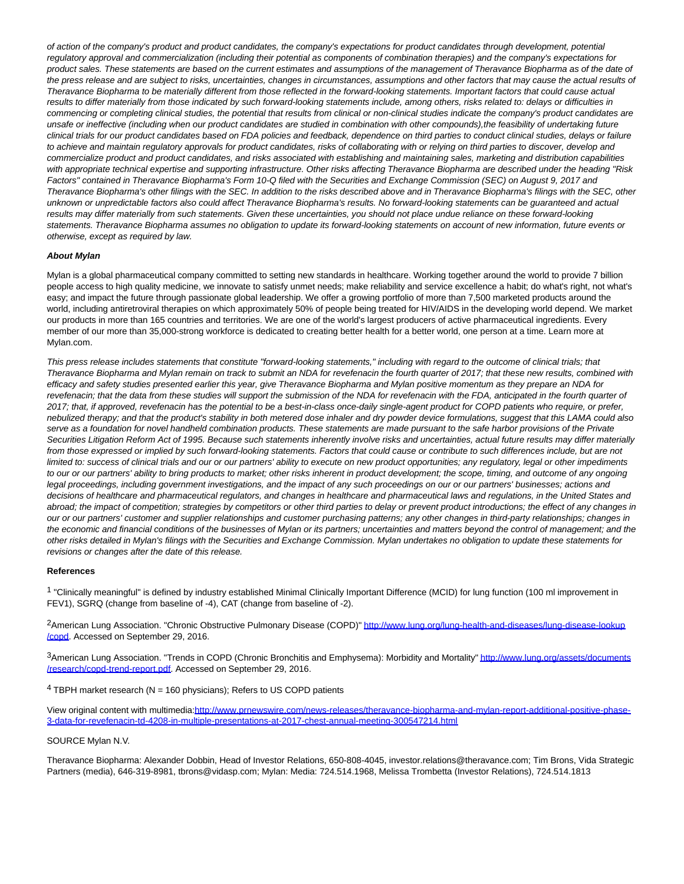*of action of the company's product and product candidates, the company's expectations for product candidates through development, potential regulatory approval and commercialization (including their potential as components of combination therapies) and the company's expectations for product sales. These statements are based on the current estimates and assumptions of the management of Theravance Biopharma as of the date of the press release and are subject to risks, uncertainties, changes in circumstances, assumptions and other factors that may cause the actual results of Theravance Biopharma to be materially different from those reflected in the forward-looking statements. Important factors that could cause actual results to differ materially from those indicated by such forward-looking statements include, among others, risks related to: delays or difficulties in commencing or completing clinical studies, the potential that results from clinical or non-clinical studies indicate the company's product candidates are unsafe or ineffective (including when our product candidates are studied in combination with other compounds),the feasibility of undertaking future clinical trials for our product candidates based on FDA policies and feedback, dependence on third parties to conduct clinical studies, delays or failure to achieve and maintain regulatory approvals for product candidates, risks of collaborating with or relying on third parties to discover, develop and commercialize product and product candidates, and risks associated with establishing and maintaining sales, marketing and distribution capabilities with appropriate technical expertise and supporting infrastructure. Other risks affecting Theravance Biopharma are described under the heading "Risk Factors" contained in Theravance Biopharma's Form 10-Q filed with the Securities and Exchange Commission (SEC) on August 9, 2017 and Theravance Biopharma's other filings with the SEC. In addition to the risks described above and in Theravance Biopharma's filings with the SEC, other unknown or unpredictable factors also could affect Theravance Biopharma's results. No forward-looking statements can be guaranteed and actual results may differ materially from such statements. Given these uncertainties, you should not place undue reliance on these forward-looking statements. Theravance Biopharma assumes no obligation to update its forward-looking statements on account of new information, future events or otherwise, except as required by law.*

**About Mylan**

Mylan is a global pharmaceutical company committed to setting new standards in healthcare. Working together around the world to provide 7 billion people access to high quality medicine, we innovate to satisfy unmet needs; make reliability and service excellence a habit; do what's right, not what's easy; and impact the future through passionate global leadership. We offer a growing portfolio of more than 7,500 marketed products around the world, including antiretroviral therapies on which approximately 50% of people being treated for HIV/AIDS in the developing world depend. We market our products in more than 165 countries and territories. We are one of the world's largest producers of active pharmaceutical ingredients. Every member of our more than 35,000-strong workforce is dedicated to creating better health for a better world, one person at a time. Learn more at Mylan.com.

*This press release includes statements that constitute "forward-looking statements," including with regard to the outcome of clinical trials; that Theravance Biopharma and Mylan remain on track to submit an NDA for revefenacin the fourth quarter of 2017; that these new results, combined with efficacy and safety studies presented earlier this year, give Theravance Biopharma and Mylan positive momentum as they prepare an NDA for revefenacin; that the data from these studies will support the submission of the NDA for revefenacin with the FDA, anticipated in the fourth quarter of 2017; that, if approved, revefenacin has the potential to be a best-in-class once-daily single-agent product for COPD patients who require, or prefer, nebulized therapy; and that the product's stability in both metered dose inhaler and dry powder device formulations, suggest that this LAMA could also serve as a foundation for novel handheld combination products. These statements are made pursuant to the safe harbor provisions of the Private Securities Litigation Reform Act of 1995. Because such statements inherently involve risks and uncertainties, actual future results may differ materially from those expressed or implied by such forward-looking statements. Factors that could cause or contribute to such differences include, but are not limited to: success of clinical trials and our or our partners' ability to execute on new product opportunities; any regulatory, legal or other impediments to our or our partners' ability to bring products to market; other risks inherent in product development; the scope, timing, and outcome of any ongoing legal proceedings, including government investigations, and the impact of any such proceedings on our or our partners' businesses; actions and decisions of healthcare and pharmaceutical regulators, and changes in healthcare and pharmaceutical laws and regulations, in the United States and abroad; the impact of competition; strategies by competitors or other third parties to delay or prevent product introductions; the effect of any changes in our or our partners' customer and supplier relationships and customer purchasing patterns; any other changes in third-party relationships; changes in the economic and financial conditions of the businesses of Mylan or its partners; uncertainties and matters beyond the control of management; and the other risks detailed in Mylan's filings with the Securities and Exchange Commission. Mylan undertakes no obligation to update these statements for revisions or changes after the date of this release.*

**References**

[1] "Clinically meaningful" is defined by industry established Minimal Clinically Important Difference (MCID) for lung function (100 ml improvement in FEV1), SGRQ (change from baseline of -4), CAT (change from baseline of -2).

[2]American Lung Association. "Chronic Obstructive Pulmonary Disease (COPD)" http://www.lung.org/lung-health-and-diseases/lung-disease-lookup/copd. Accessed on September 29, 2016.

[3]American Lung Association. "Trends in COPD (Chronic Bronchitis and Emphysema): Morbidity and Mortality" http://www.lung.org/assets/documents/research/copd-trend-report.pdf. Accessed on September 29, 2016.

[4] TBPH market research (N = 160 physicians); Refers to US COPD patients

View original content with multimedia:http://www.prnewswire.com/news-releases/theravance-biopharma-and-mylan-report-additional-positive-phase-3-data-for-revefenacin-td-4208-in-multiple-presentations-at-2017-chest-annual-meeting-300547214.html

SOURCE Mylan N.V.

Theravance Biopharma: Alexander Dobbin, Head of Investor Relations, 650-808-4045, investor.relations@theravance.com; Tim Brons, Vida Strategic Partners (media), 646-319-8981, tbrons@vidasp.com; Mylan: Media: 724.514.1968, Melissa Trombetta (Investor Relations), 724.514.1813